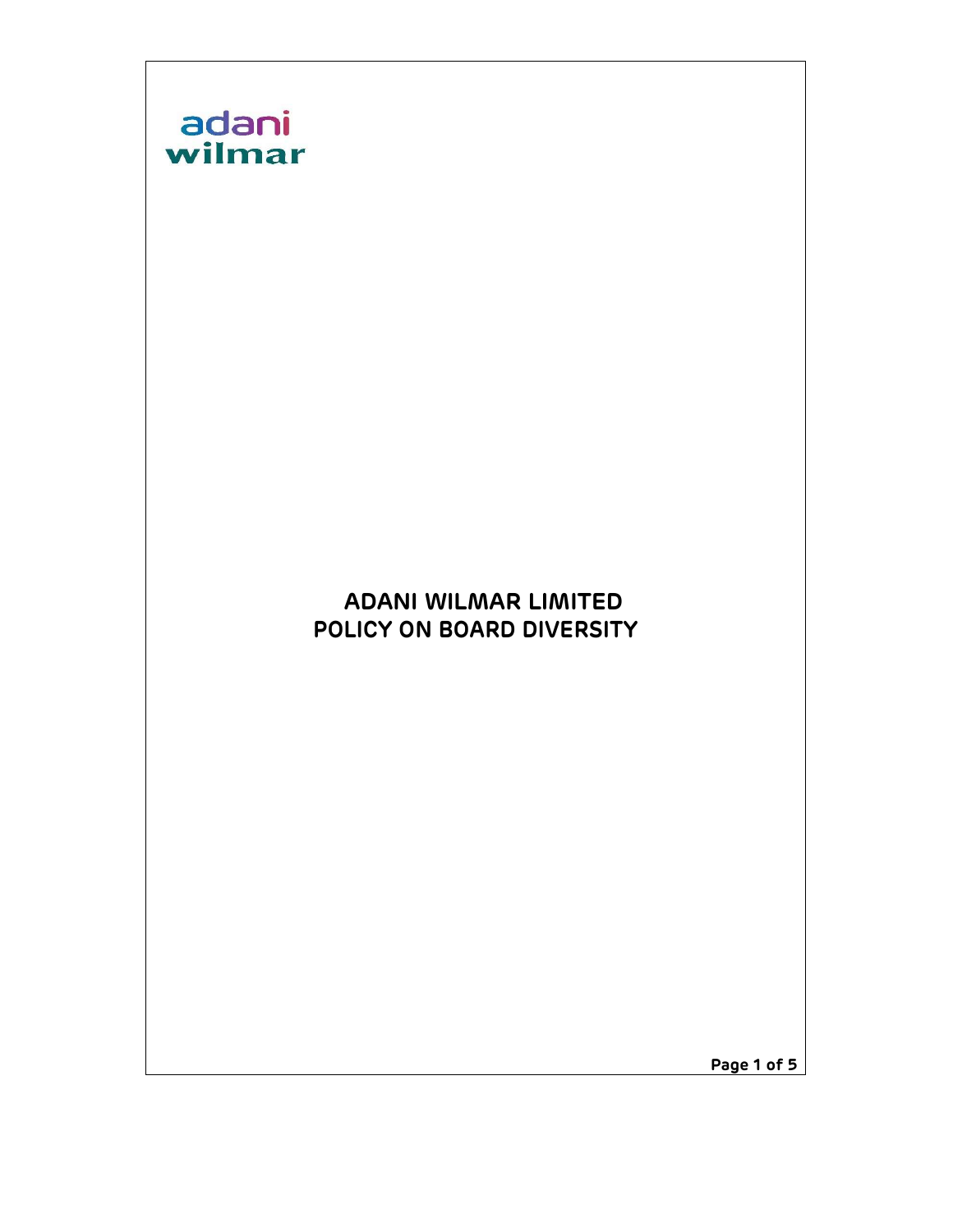adani
wilmar

# ADANI WILMAR LIMITED
# POLICY ON BOARD DIVERSITY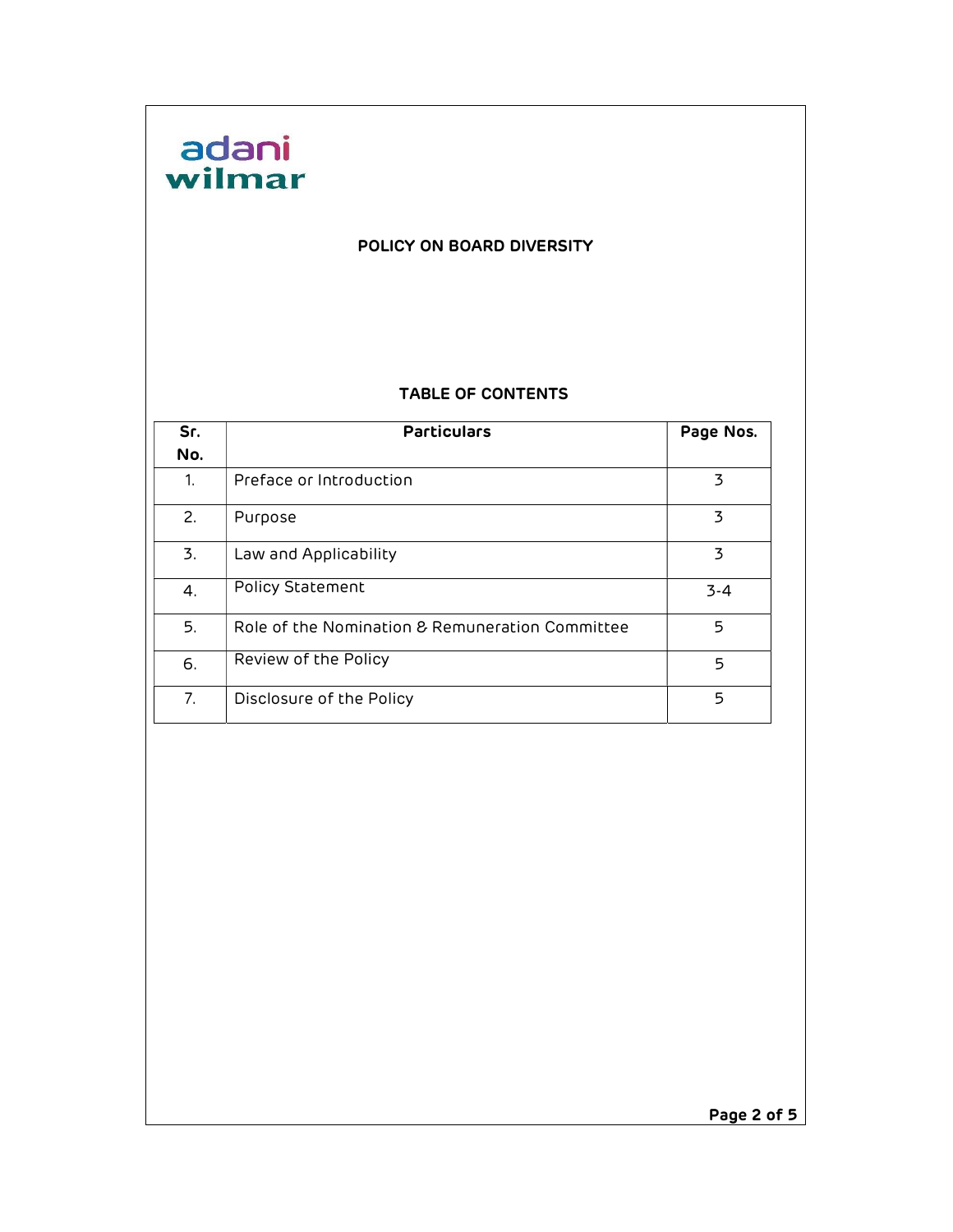adani wilmar

# POLICY ON BOARD DIVERSITY

## TABLE OF CONTENTS

| Sr. No. | Particulars | Page Nos. |
|---|---|---|
| 1. | Preface or Introduction | 3 |
| 2. | Purpose | 3 |
| 3. | Law and Applicability | 3 |
| 4. | Policy Statement | 3-4 |
| 5. | Role of the Nomination & Remuneration Committee | 5 |
| 6. | Review of the Policy | 5 |
| 7. | Disclosure of the Policy | 5 |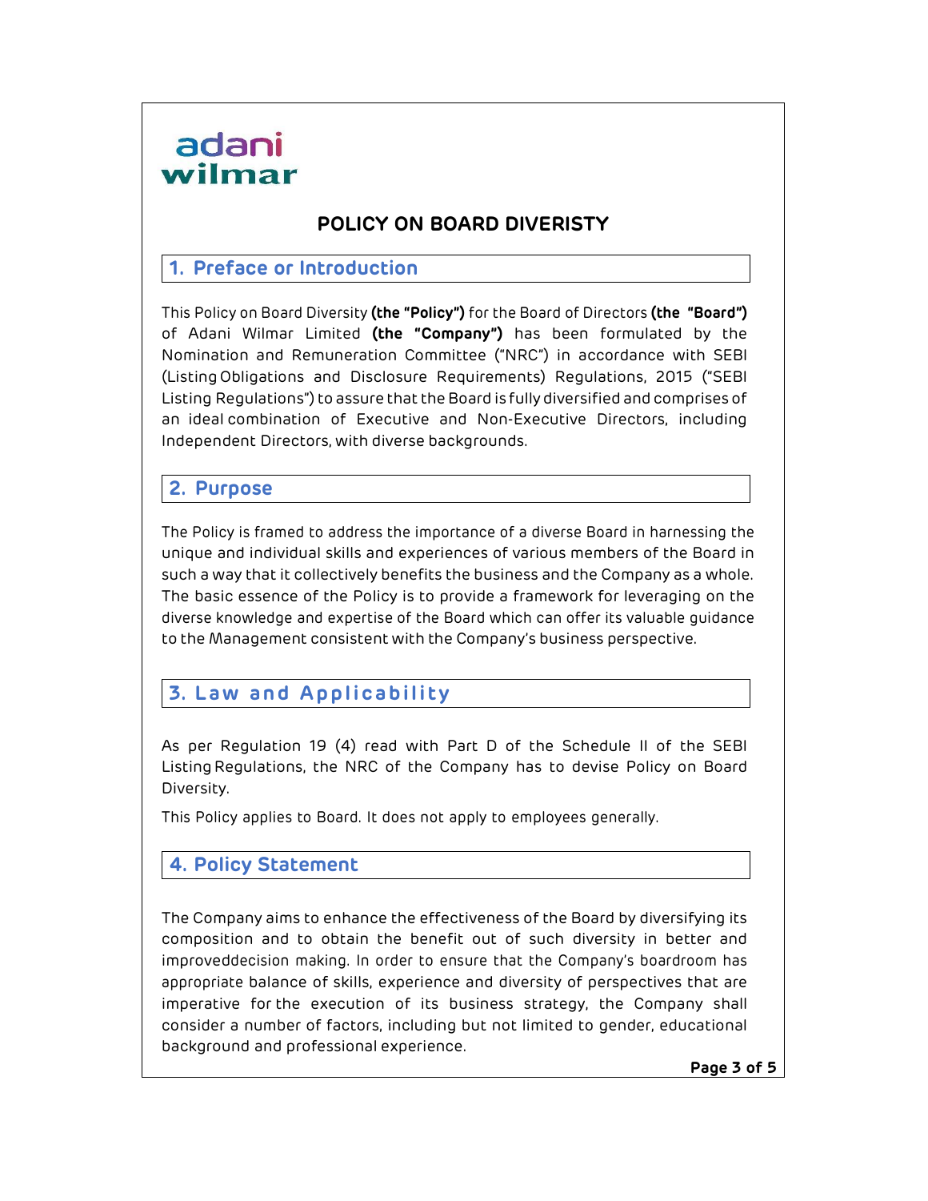adani wilmar

# POLICY ON BOARD DIVERISTY

## 1. Preface or Introduction

This Policy on Board Diversity **(the "Policy")** for the Board of Directors **(the "Board")** of Adani Wilmar Limited **(the "Company")** has been formulated by the Nomination and Remuneration Committee ("NRC") in accordance with SEBI (Listing Obligations and Disclosure Requirements) Regulations, 2015 ("SEBI Listing Regulations") to assure that the Board is fully diversified and comprises of an ideal combination of Executive and Non-Executive Directors, including Independent Directors, with diverse backgrounds.

## 2. Purpose

The Policy is framed to address the importance of a diverse Board in harnessing the unique and individual skills and experiences of various members of the Board in such a way that it collectively benefits the business and the Company as a whole. The basic essence of the Policy is to provide a framework for leveraging on the diverse knowledge and expertise of the Board which can offer its valuable guidance to the Management consistent with the Company's business perspective.

## 3. Law and Applicability

As per Regulation 19 (4) read with Part D of the Schedule II of the SEBI Listing Regulations, the NRC of the Company has to devise Policy on Board Diversity.

This Policy applies to Board. It does not apply to employees generally.

## 4. Policy Statement

The Company aims to enhance the effectiveness of the Board by diversifying its composition and to obtain the benefit out of such diversity in better and improveddecision making. In order to ensure that the Company's boardroom has appropriate balance of skills, experience and diversity of perspectives that are imperative for the execution of its business strategy, the Company shall consider a number of factors, including but not limited to gender, educational background and professional experience.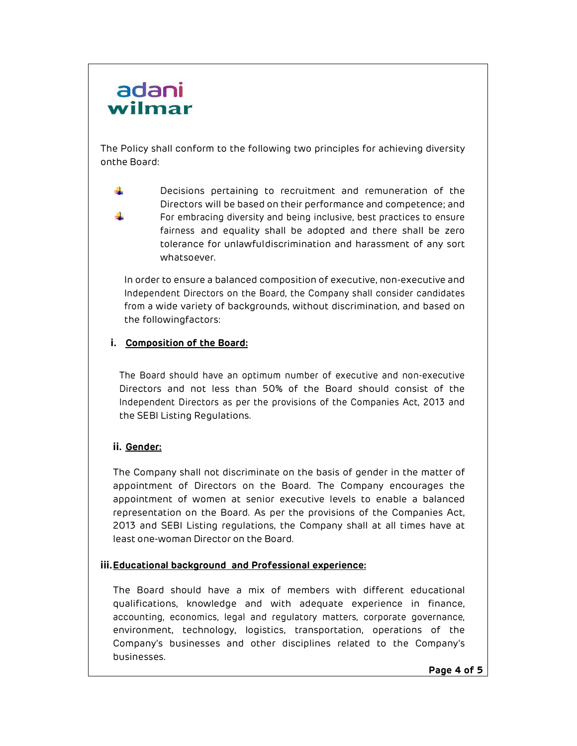The Policy shall conform to the following two principles for achieving diversity onthe Board:

- Decisions pertaining to recruitment and remuneration of the Directors will be based on their performance and competence; and
- For embracing diversity and being inclusive, best practices to ensure fairness and equality shall be adopted and there shall be zero tolerance for unlawfuldiscrimination and harassment of any sort whatsoever.

In order to ensure a balanced composition of executive, non-executive and Independent Directors on the Board, the Company shall consider candidates from a wide variety of backgrounds, without discrimination, and based on the followingfactors:

**i. Composition of the Board:**

The Board should have an optimum number of executive and non-executive Directors and not less than 50% of the Board should consist of the Independent Directors as per the provisions of the Companies Act, 2013 and the SEBI Listing Regulations.

**ii. Gender:**

The Company shall not discriminate on the basis of gender in the matter of appointment of Directors on the Board. The Company encourages the appointment of women at senior executive levels to enable a balanced representation on the Board. As per the provisions of the Companies Act, 2013 and SEBI Listing regulations, the Company shall at all times have at least one-woman Director on the Board.

**iii. Educational background and Professional experience:**

The Board should have a mix of members with different educational qualifications, knowledge and with adequate experience in finance, accounting, economics, legal and regulatory matters, corporate governance, environment, technology, logistics, transportation, operations of the Company's businesses and other disciplines related to the Company's businesses.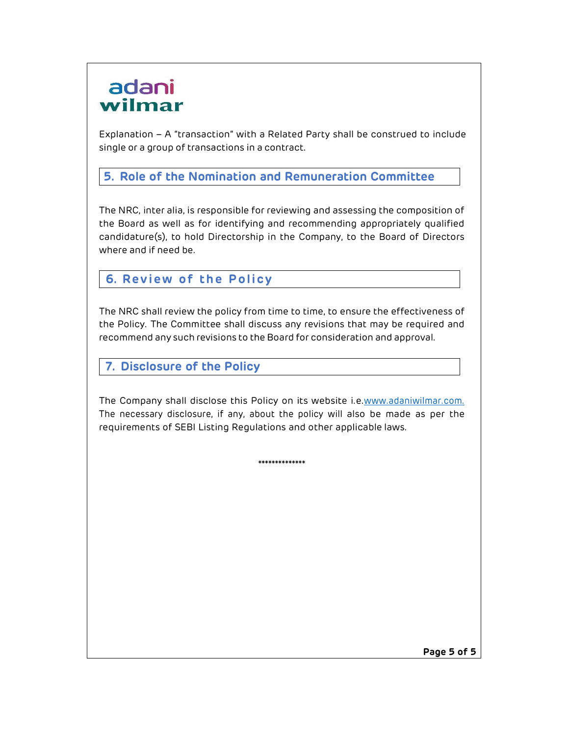Explanation – A "transaction" with a Related Party shall be construed to include single or a group of transactions in a contract.

## 5. Role of the Nomination and Remuneration Committee

The NRC, inter alia, is responsible for reviewing and assessing the composition of the Board as well as for identifying and recommending appropriately qualified candidature(s), to hold Directorship in the Company, to the Board of Directors where and if need be.

## 6. Review of the Policy

The NRC shall review the policy from time to time, to ensure the effectiveness of the Policy. The Committee shall discuss any revisions that may be required and recommend any such revisions to the Board for consideration and approval.

## 7. Disclosure of the Policy

The Company shall disclose this Policy on its website i.e.www.adaniwilmar.com. The necessary disclosure, if any, about the policy will also be made as per the requirements of SEBI Listing Regulations and other applicable laws.

**************